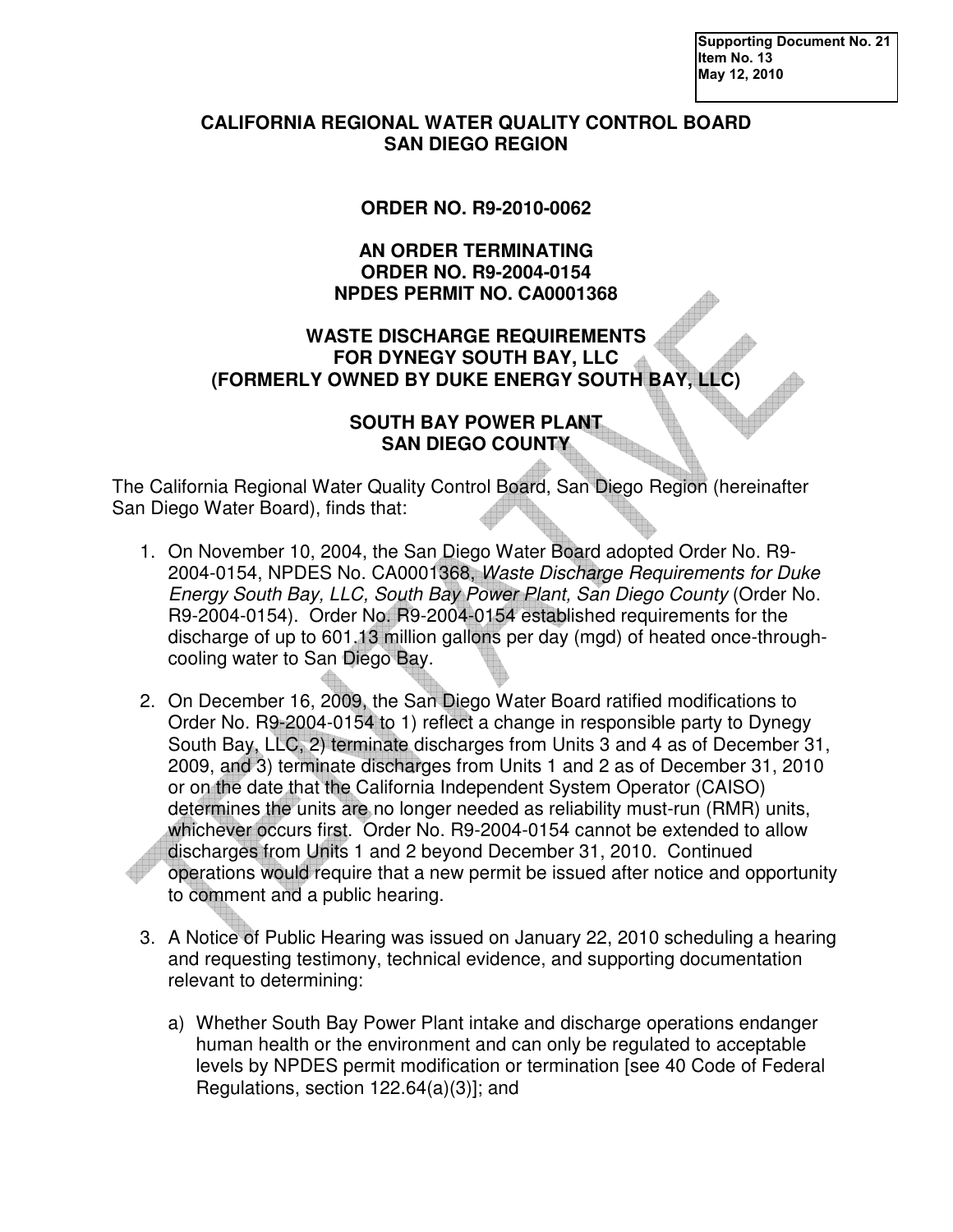Supporting Document No. 21
Item No. 13
May 12, 2010

**CALIFORNIA REGIONAL WATER QUALITY CONTROL BOARD**
**SAN DIEGO REGION**

**ORDER NO. R9-2010-0062**

**AN ORDER TERMINATING**
**ORDER NO. R9-2004-0154**
**NPDES PERMIT NO. CA0001368**

**WASTE DISCHARGE REQUIREMENTS**
**FOR DYNEGY SOUTH BAY, LLC**
**(FORMERLY OWNED BY DUKE ENERGY SOUTH BAY, LLC)**

**SOUTH BAY POWER PLANT**
**SAN DIEGO COUNTY**

The California Regional Water Quality Control Board, San Diego Region (hereinafter San Diego Water Board), finds that:

1. On November 10, 2004, the San Diego Water Board adopted Order No. R9-2004-0154, NPDES No. CA0001368, *Waste Discharge Requirements for Duke Energy South Bay, LLC, South Bay Power Plant, San Diego County* (Order No. R9-2004-0154). Order No. R9-2004-0154 established requirements for the discharge of up to 601.13 million gallons per day (mgd) of heated once-through-cooling water to San Diego Bay.

2. On December 16, 2009, the San Diego Water Board ratified modifications to Order No. R9-2004-0154 to 1) reflect a change in responsible party to Dynegy South Bay, LLC, 2) terminate discharges from Units 3 and 4 as of December 31, 2009, and 3) terminate discharges from Units 1 and 2 as of December 31, 2010 or on the date that the California Independent System Operator (CAISO) determines the units are no longer needed as reliability must-run (RMR) units, whichever occurs first. Order No. R9-2004-0154 cannot be extended to allow discharges from Units 1 and 2 beyond December 31, 2010. Continued operations would require that a new permit be issued after notice and opportunity to comment and a public hearing.

3. A Notice of Public Hearing was issued on January 22, 2010 scheduling a hearing and requesting testimony, technical evidence, and supporting documentation relevant to determining:

   a) Whether South Bay Power Plant intake and discharge operations endanger human health or the environment and can only be regulated to acceptable levels by NPDES permit modification or termination [see 40 Code of Federal Regulations, section 122.64(a)(3)]; and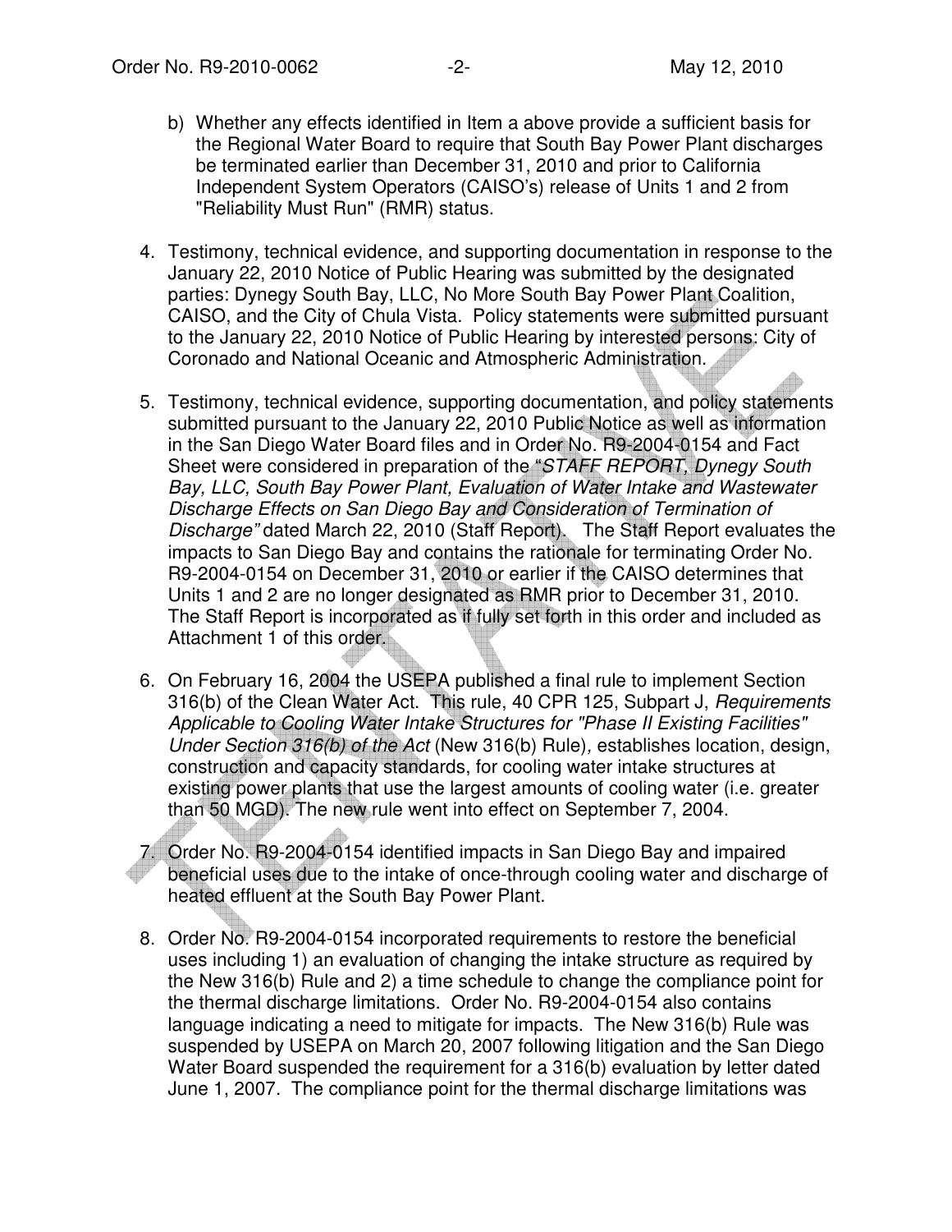b) Whether any effects identified in Item a above provide a sufficient basis for the Regional Water Board to require that South Bay Power Plant discharges be terminated earlier than December 31, 2010 and prior to California Independent System Operators (CAISO's) release of Units 1 and 2 from "Reliability Must Run" (RMR) status.

4. Testimony, technical evidence, and supporting documentation in response to the January 22, 2010 Notice of Public Hearing was submitted by the designated parties: Dynegy South Bay, LLC, No More South Bay Power Plant Coalition, CAISO, and the City of Chula Vista. Policy statements were submitted pursuant to the January 22, 2010 Notice of Public Hearing by interested persons: City of Coronado and National Oceanic and Atmospheric Administration.

5. Testimony, technical evidence, supporting documentation, and policy statements submitted pursuant to the January 22, 2010 Public Notice as well as information in the San Diego Water Board files and in Order No. R9-2004-0154 and Fact Sheet were considered in preparation of the "*STAFF REPORT, Dynegy South Bay, LLC, South Bay Power Plant, Evaluation of Water Intake and Wastewater Discharge Effects on San Diego Bay and Consideration of Termination of Discharge*" dated March 22, 2010 (Staff Report). The Staff Report evaluates the impacts to San Diego Bay and contains the rationale for terminating Order No. R9-2004-0154 on December 31, 2010 or earlier if the CAISO determines that Units 1 and 2 are no longer designated as RMR prior to December 31, 2010. The Staff Report is incorporated as if fully set forth in this order and included as Attachment 1 of this order.

6. On February 16, 2004 the USEPA published a final rule to implement Section 316(b) of the Clean Water Act. This rule, 40 CPR 125, Subpart J, *Requirements Applicable to Cooling Water Intake Structures for "Phase II Existing Facilities" Under Section 316(b) of the Act* (New 316(b) Rule), establishes location, design, construction and capacity standards, for cooling water intake structures at existing power plants that use the largest amounts of cooling water (i.e. greater than 50 MGD). The new rule went into effect on September 7, 2004.

7. Order No. R9-2004-0154 identified impacts in San Diego Bay and impaired beneficial uses due to the intake of once-through cooling water and discharge of heated effluent at the South Bay Power Plant.

8. Order No. R9-2004-0154 incorporated requirements to restore the beneficial uses including 1) an evaluation of changing the intake structure as required by the New 316(b) Rule and 2) a time schedule to change the compliance point for the thermal discharge limitations. Order No. R9-2004-0154 also contains language indicating a need to mitigate for impacts. The New 316(b) Rule was suspended by USEPA on March 20, 2007 following litigation and the San Diego Water Board suspended the requirement for a 316(b) evaluation by letter dated June 1, 2007. The compliance point for the thermal discharge limitations was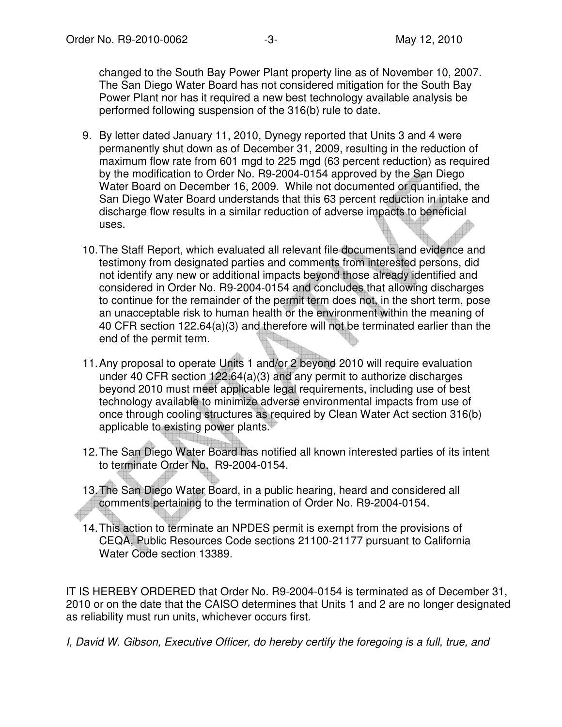changed to the South Bay Power Plant property line as of November 10, 2007. The San Diego Water Board has not considered mitigation for the South Bay Power Plant nor has it required a new best technology available analysis be performed following suspension of the 316(b) rule to date.

9. By letter dated January 11, 2010, Dynegy reported that Units 3 and 4 were permanently shut down as of December 31, 2009, resulting in the reduction of maximum flow rate from 601 mgd to 225 mgd (63 percent reduction) as required by the modification to Order No. R9-2004-0154 approved by the San Diego Water Board on December 16, 2009. While not documented or quantified, the San Diego Water Board understands that this 63 percent reduction in intake and discharge flow results in a similar reduction of adverse impacts to beneficial uses.

10. The Staff Report, which evaluated all relevant file documents and evidence and testimony from designated parties and comments from interested persons, did not identify any new or additional impacts beyond those already identified and considered in Order No. R9-2004-0154 and concludes that allowing discharges to continue for the remainder of the permit term does not, in the short term, pose an unacceptable risk to human health or the environment within the meaning of 40 CFR section 122.64(a)(3) and therefore will not be terminated earlier than the end of the permit term.

11. Any proposal to operate Units 1 and/or 2 beyond 2010 will require evaluation under 40 CFR section 122.64(a)(3) and any permit to authorize discharges beyond 2010 must meet applicable legal requirements, including use of best technology available to minimize adverse environmental impacts from use of once through cooling structures as required by Clean Water Act section 316(b) applicable to existing power plants.

12. The San Diego Water Board has notified all known interested parties of its intent to terminate Order No. R9-2004-0154.

13. The San Diego Water Board, in a public hearing, heard and considered all comments pertaining to the termination of Order No. R9-2004-0154.

14. This action to terminate an NPDES permit is exempt from the provisions of CEQA, Public Resources Code sections 21100-21177 pursuant to California Water Code section 13389.

IT IS HEREBY ORDERED that Order No. R9-2004-0154 is terminated as of December 31, 2010 or on the date that the CAISO determines that Units 1 and 2 are no longer designated as reliability must run units, whichever occurs first.

*I, David W. Gibson, Executive Officer, do hereby certify the foregoing is a full, true, and*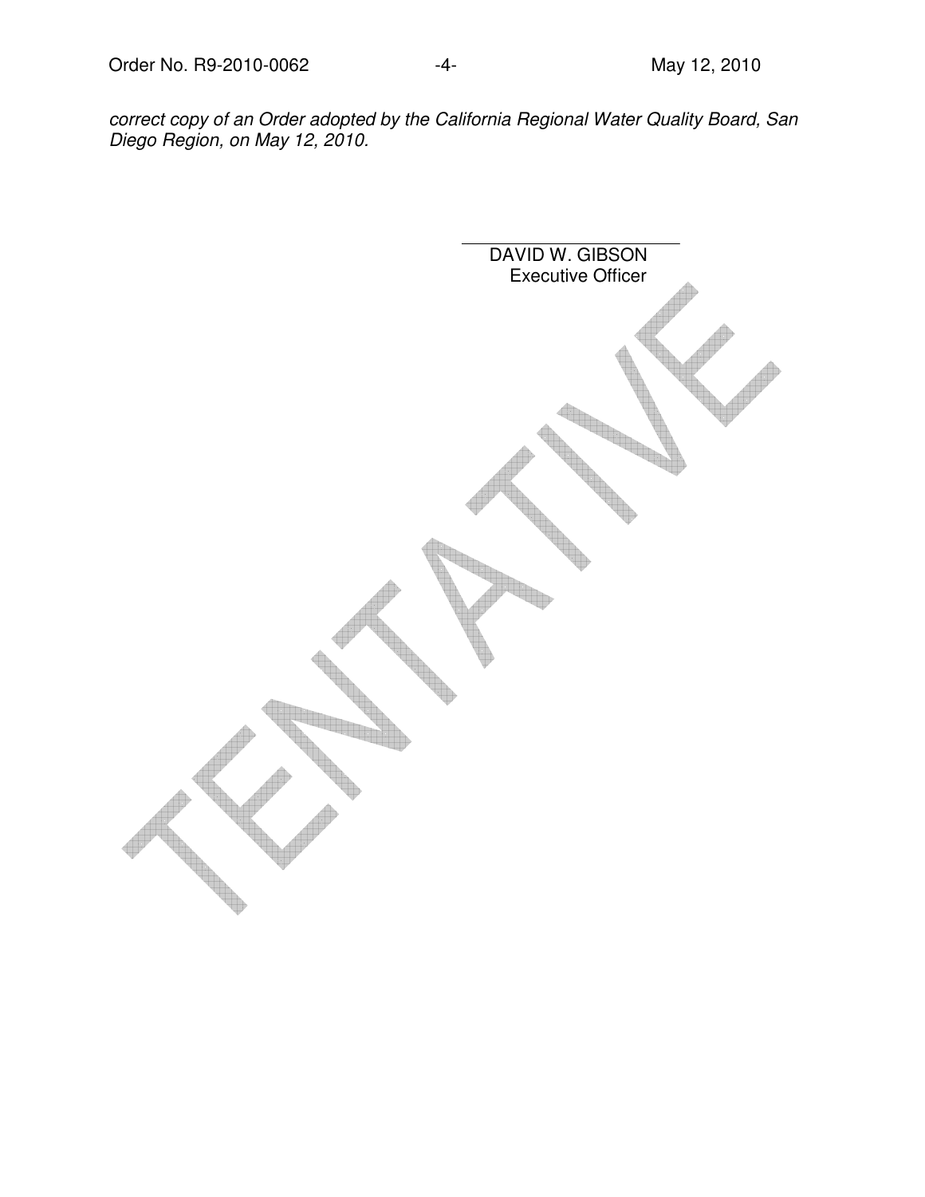*correct copy of an Order adopted by the California Regional Water Quality Board, San Diego Region, on May 12, 2010.*

\_\_\_\_\_\_\_\_\_\_\_\_\_\_\_\_\_\_\_\_\_\_\_\_\_\_

DAVID W. GIBSON
Executive Officer

TENTATIVE